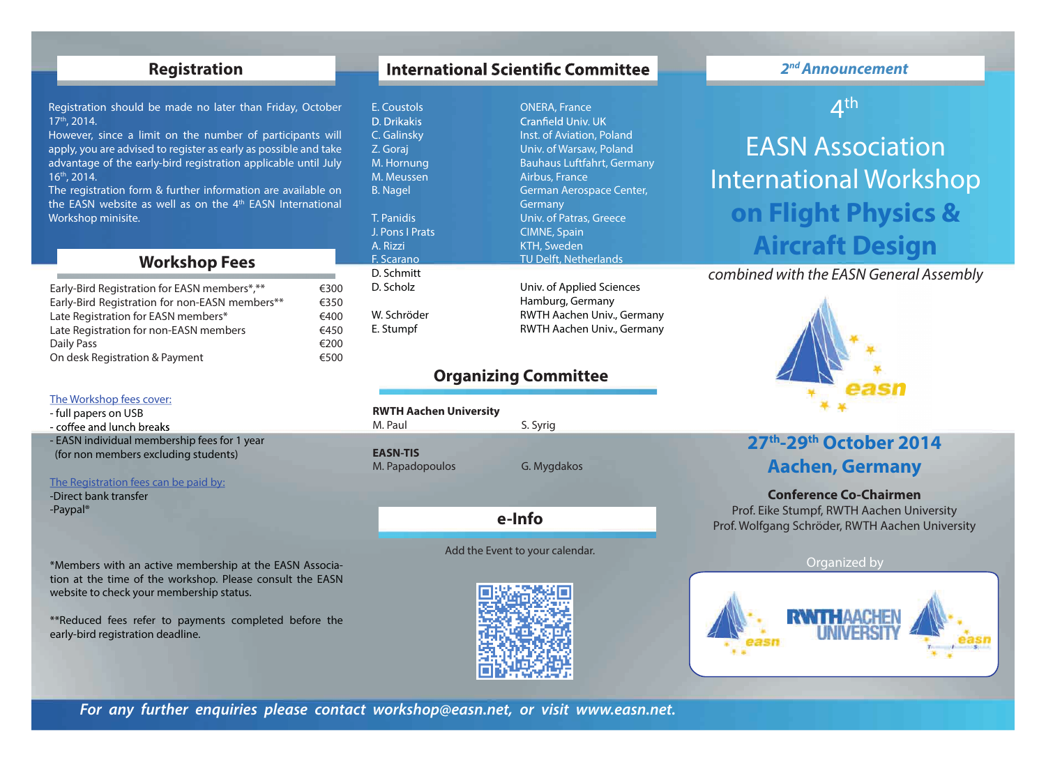## Registration

Registration should be made no later than Friday, October 17th, 2014.
However, since a limit on the number of participants will apply, you are advised to register as early as possible and take advantage of the early-bird registration applicable until July 16th, 2014.
The registration form & further information are available on the EASN website as well as on the 4th EASN International Workshop minisite.

## Workshop Fees

| | |
|---|---|
| Early-Bird Registration for EASN members*,** | €300 |
| Early-Bird Registration for non-EASN members** | €350 |
| Late Registration for EASN members* | €400 |
| Late Registration for non-EASN members | €450 |
| Daily Pass | €200 |
| On desk Registration & Payment | €500 |

The Workshop fees cover:

- full papers on USB
- coffee and lunch breaks
- EASN individual membership fees for 1 year (for non members excluding students)

The Registration fees can be paid by:

- Direct bank transfer
- Paypal®

*Members with an active membership at the EASN Association at the time of the workshop. Please consult the EASN website to check your membership status.

**Reduced fees refer to payments completed before the early-bird registration deadline.

## International Scientific Committee

| | |
|---|---|
| E. Coustols | ONERA, France |
| D. Drikakis | Cranfield Univ. UK |
| C. Galinsky | Inst. of Aviation, Poland |
| Z. Goraj | Univ. of Warsaw, Poland |
| M. Hornung | Bauhaus Luftfahrt, Germany |
| M. Meussen | Airbus, France |
| B. Nagel | German Aerospace Center, Germany |
| T. Panidis | Univ. of Patras, Greece |
| J. Pons I Prats | CIMNE, Spain |
| A. Rizzi | KTH, Sweden |
| F. Scarano | TU Delft, Netherlands |
| D. Schmitt | |
| D. Scholz | Univ. of Applied Sciences Hamburg, Germany |
| W. Schröder | RWTH Aachen Univ., Germany |
| E. Stumpf | RWTH Aachen Univ., Germany |

## Organizing Committee

**RWTH Aachen University**
M. Paul — S. Syrig

**EASN-TIS**
M. Papadopoulos — G. Mygdakos

## e-Info

Add the Event to your calendar.

*2nd Announcement*

# 4th EASN Association International Workshop on Flight Physics & Aircraft Design

*combined with the EASN General Assembly*

**27th-29th October 2014**
**Aachen, Germany**

**Conference Co-Chairmen**
Prof. Eike Stumpf, RWTH Aachen University
Prof. Wolfgang Schröder, RWTH Aachen University

Organized by

RWTH AACHEN UNIVERSITY

*For any further enquiries please contact workshop@easn.net, or visit www.easn.net.*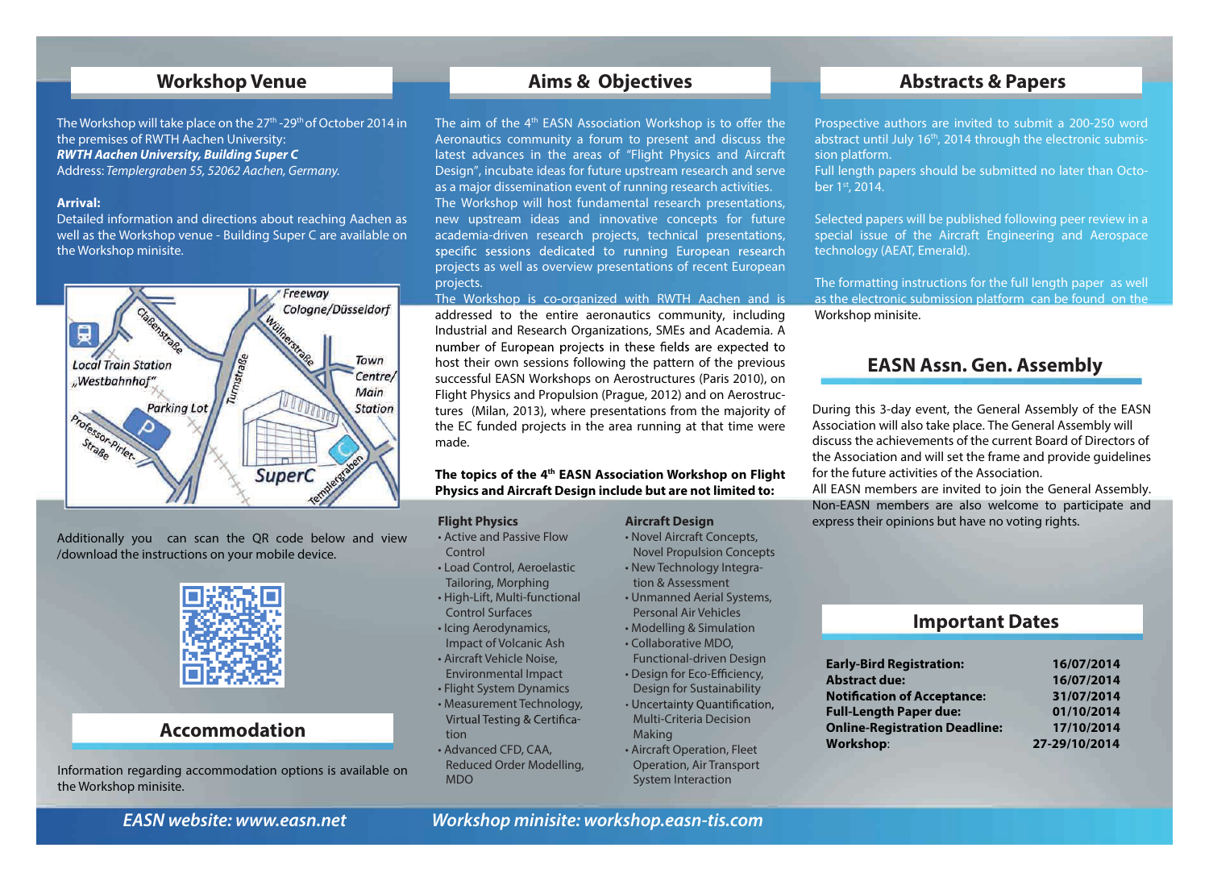## Workshop Venue

The Workshop will take place on the 27th -29th of October 2014 in the premises of RWTH Aachen University:
***RWTH Aachen University, Building Super C***
Address: *Templergraben 55, 52062 Aachen, Germany.*

**Arrival:**
Detailed information and directions about reaching Aachen as well as the Workshop venue - Building Super C are available on the Workshop minisite.

Freeway
Cologne/Düsseldorf
Claßenstraße
Wüllnerstraße
Local Train Station
„Westbahnhof"
Turmstraße
Town Centre/ Main Station
Parking Lot
Professor-Pirlet-Straße
SuperC
Templergraben

Additionally you can scan the QR code below and view /download the instructions on your mobile device.

## Accommodation

Information regarding accommodation options is available on the Workshop minisite.

## Aims & Objectives

The aim of the 4th EASN Association Workshop is to offer the Aeronautics community a forum to present and discuss the latest advances in the areas of "Flight Physics and Aircraft Design", incubate ideas for future upstream research and serve as a major dissemination event of running research activities.
The Workshop will host fundamental research presentations, new upstream ideas and innovative concepts for future academia-driven research projects, technical presentations, specific sessions dedicated to running European research projects as well as overview presentations of recent European projects.
The Workshop is co-organized with RWTH Aachen and is addressed to the entire aeronautics community, including Industrial and Research Organizations, SMEs and Academia. A number of European projects in these fields are expected to host their own sessions following the pattern of the previous successful EASN Workshops on Aerostructures (Paris 2010), on Flight Physics and Propulsion (Prague, 2012) and on Aerostructures (Milan, 2013), where presentations from the majority of the EC funded projects in the area running at that time were made.

**The topics of the 4th EASN Association Workshop on Flight Physics and Aircraft Design include but are not limited to:**

**Flight Physics**
- Active and Passive Flow Control
- Load Control, Aeroelastic Tailoring, Morphing
- High-Lift, Multi-functional Control Surfaces
- Icing Aerodynamics, Impact of Volcanic Ash
- Aircraft Vehicle Noise, Environmental Impact
- Flight System Dynamics
- Measurement Technology, Virtual Testing & Certification
- Advanced CFD, CAA, Reduced Order Modelling, MDO

**Aircraft Design**
- Novel Aircraft Concepts, Novel Propulsion Concepts
- New Technology Integration & Assessment
- Unmanned Aerial Systems, Personal Air Vehicles
- Modelling & Simulation
- Collaborative MDO, Functional-driven Design
- Design for Eco-Efficiency, Design for Sustainability
- Uncertainty Quantification, Multi-Criteria Decision Making
- Aircraft Operation, Fleet Operation, Air Transport System Interaction

## Abstracts & Papers

Prospective authors are invited to submit a 200-250 word abstract until July 16th, 2014 through the electronic submission platform.
Full length papers should be submitted no later than October 1st, 2014.

Selected papers will be published following peer review in a special issue of the Aircraft Engineering and Aerospace technology (AEAT, Emerald).

The formatting instructions for the full length paper as well as the electronic submission platform can be found on the Workshop minisite.

## EASN Assn. Gen. Assembly

During this 3-day event, the General Assembly of the EASN Association will also take place. The General Assembly will discuss the achievements of the current Board of Directors of the Association and will set the frame and provide guidelines for the future activities of the Association.
All EASN members are invited to join the General Assembly. Non-EASN members are also welcome to participate and express their opinions but have no voting rights.

## Important Dates

| | |
|---|---|
| **Early-Bird Registration:** | **16/07/2014** |
| **Abstract due:** | **16/07/2014** |
| **Notification of Acceptance:** | **31/07/2014** |
| **Full-Length Paper due:** | **01/10/2014** |
| **Online-Registration Deadline:** | **17/10/2014** |
| **Workshop**: | **27-29/10/2014** |

***EASN website: www.easn.net***

***Workshop minisite: workshop.easn-tis.com***